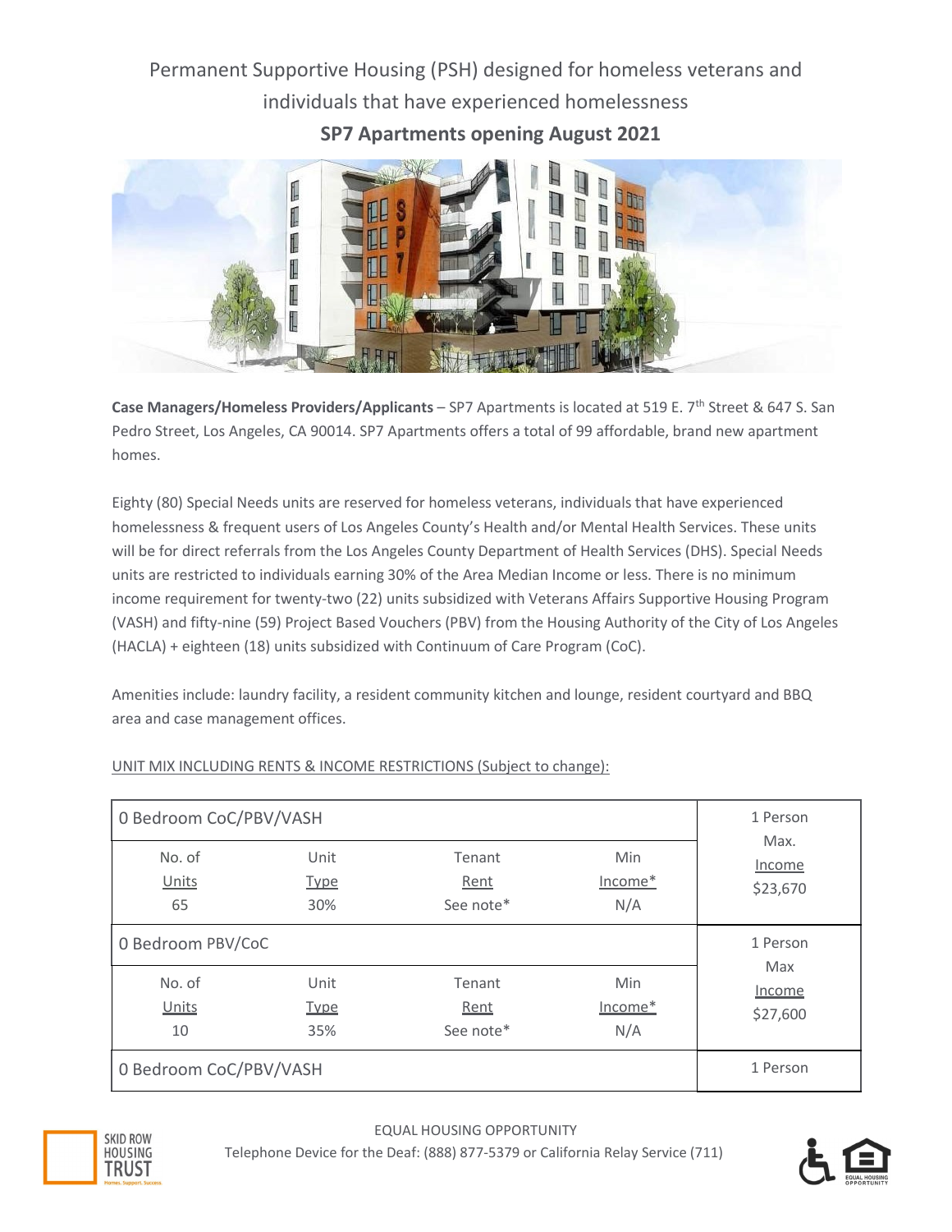Permanent Supportive Housing (PSH) designed for homeless veterans and individuals that have experienced homelessness

**SP7 Apartments opening August 2021**

**Case Managers/Homeless Providers/Applicants** – SP7 Apartments is located at 519 E. 7th Street & 647 S. San Pedro Street, Los Angeles, CA 90014. SP7 Apartments offers a total of 99 affordable, brand new apartment homes.

Eighty (80) Special Needs units are reserved for homeless veterans, individuals that have experienced homelessness & frequent users of Los Angeles County's Health and/or Mental Health Services. These units will be for direct referrals from the Los Angeles County Department of Health Services (DHS). Special Needs units are restricted to individuals earning 30% of the Area Median Income or less. There is no minimum income requirement for twenty-two (22) units subsidized with Veterans Affairs Supportive Housing Program (VASH) and fifty-nine (59) Project Based Vouchers (PBV) from the Housing Authority of the City of Los Angeles (HACLA) + eighteen (18) units subsidized with Continuum of Care Program (CoC).

Amenities include: laundry facility, a resident community kitchen and lounge, resident courtyard and BBQ area and case management offices.

UNIT MIX INCLUDING RENTS & INCOME RESTRICTIONS (Subject to change):

| 0 Bedroom CoC/PBV/VASH | | | | 1 Person Max. Income |
|---|---|---|---|---|
| No. of Units | Unit Type | Tenant Rent | Min Income* | $23,670 |
| 65 | 30% | See note* | N/A | |
| **0 Bedroom PBV/CoC** | | | | 1 Person Max Income |
| No. of Units | Unit Type | Tenant Rent | Min Income* | $27,600 |
| 10 | 35% | See note* | N/A | |
| **0 Bedroom CoC/PBV/VASH** | | | | 1 Person |

EQUAL HOUSING OPPORTUNITY

Telephone Device for the Deaf: (888) 877-5379 or California Relay Service (711)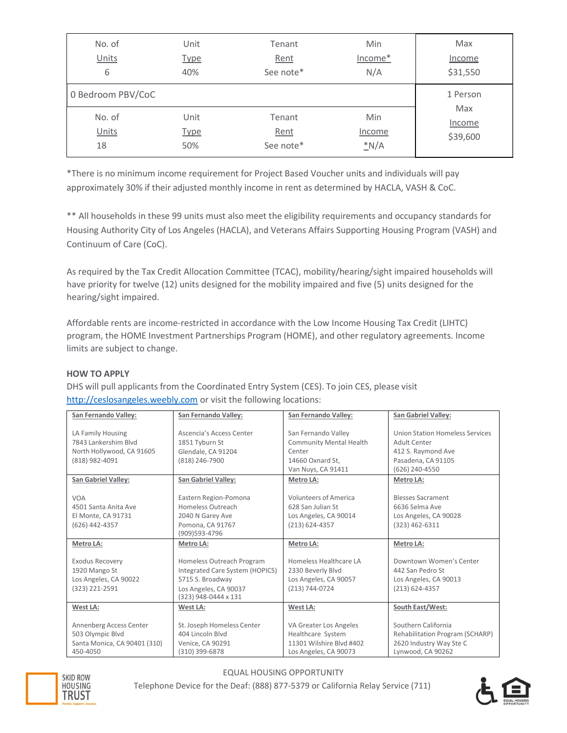| No. of Units | Unit Type | Tenant Rent | Min Income* | Max Income |
|---|---|---|---|---|
| 6 | 40% | See note* | N/A | $31,550 |
| **0 Bedroom PBV/CoC** | | | | **1 Person** |
| No. of Units | Unit Type | Tenant Rent | Min Income | Max Income |
| 18 | 50% | See note* | *N/A | $39,600 |

*There is no minimum income requirement for Project Based Voucher units and individuals will pay approximately 30% if their adjusted monthly income in rent as determined by HACLA, VASH & CoC.

** All households in these 99 units must also meet the eligibility requirements and occupancy standards for Housing Authority City of Los Angeles (HACLA), and Veterans Affairs Supporting Housing Program (VASH) and Continuum of Care (CoC).

As required by the Tax Credit Allocation Committee (TCAC), mobility/hearing/sight impaired households will have priority for twelve (12) units designed for the mobility impaired and five (5) units designed for the hearing/sight impaired.

Affordable rents are income-restricted in accordance with the Low Income Housing Tax Credit (LIHTC) program, the HOME Investment Partnerships Program (HOME), and other regulatory agreements. Income limits are subject to change.

**HOW TO APPLY**

DHS will pull applicants from the Coordinated Entry System (CES). To join CES, please visit http://ceslosangeles.weebly.com or visit the following locations:

| **San Fernando Valley:** | **San Fernando Valley:** | **San Fernando Valley:** | **San Gabriel Valley:** |
|---|---|---|---|
| LA Family Housing<br>7843 Lankershim Blvd<br>North Hollywood, CA 91605<br>(818) 982-4091 | Ascencia's Access Center<br>1851 Tyburn St<br>Glendale, CA 91204<br>(818) 246-7900 | San Fernando Valley Community Mental Health Center<br>14660 Oxnard St,<br>Van Nuys, CA 91411 | Union Station Homeless Services Adult Center<br>412 S. Raymond Ave<br>Pasadena, CA 91105<br>(626) 240-4550 |
| **San Gabriel Valley:** | **San Gabriel Valley:** | **Metro LA:** | **Metro LA:** |
| VOA<br>4501 Santa Anita Ave<br>El Monte, CA 91731<br>(626) 442-4357 | Eastern Region-Pomona Homeless Outreach<br>2040 N Garey Ave<br>Pomona, CA 91767<br>(909)593-4796 | Volunteers of America<br>628 San Julian St<br>Los Angeles, CA 90014<br>(213) 624-4357 | Blesses Sacrament<br>6636 Selma Ave<br>Los Angeles, CA 90028<br>(323) 462-6311 |
| **Metro LA:** | **Metro LA:** | **Metro LA:** | **Metro LA:** |
| Exodus Recovery<br>1920 Mango St<br>Los Angeles, CA 90022<br>(323) 221-2591 | Homeless Outreach Program Integrated Care System (HOPICS)<br>5715 S. Broadway<br>Los Angeles, CA 90037<br>(323) 948-0444 x 131 | Homeless Healthcare LA<br>2330 Beverly Blvd<br>Los Angeles, CA 90057<br>(213) 744-0724 | Downtown Women's Center<br>442 San Pedro St<br>Los Angeles, CA 90013<br>(213) 624-4357 |
| **West LA:** | **West LA:** | **West LA:** | **South East/West:** |
| Annenberg Access Center<br>503 Olympic Blvd<br>Santa Monica, CA 90401 (310) 450-4050 | St. Joseph Homeless Center<br>404 Lincoln Blvd<br>Venice, CA 90291<br>(310) 399-6878 | VA Greater Los Angeles Healthcare System<br>11301 Wilshire Blvd #402<br>Los Angeles, CA 90073 | Southern California Rehabilitation Program (SCHARP)<br>2620 Industry Way Ste C<br>Lynwood, CA 90262 |

EQUAL HOUSING OPPORTUNITY

Telephone Device for the Deaf: (888) 877-5379 or California Relay Service (711)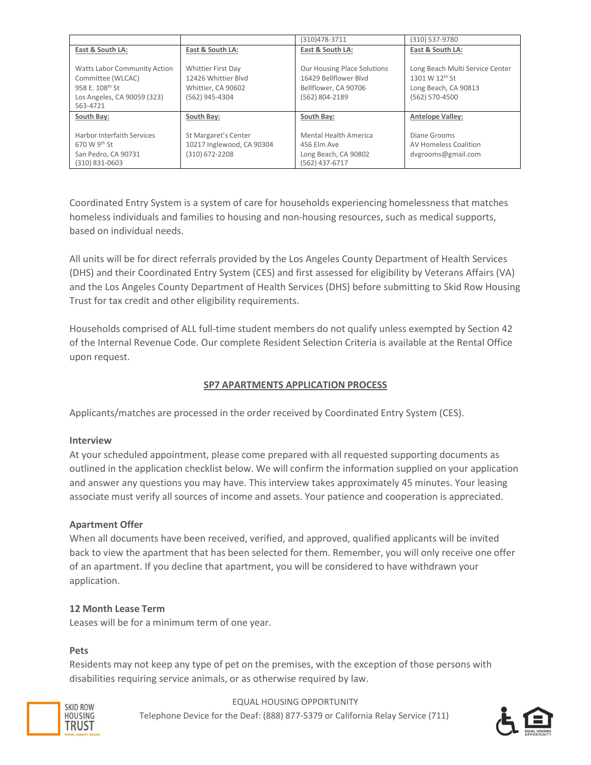| | | (310)478-3711 | (310) 537-9780 |
|---|---|---|---|
| **East & South LA:**<br><br>Watts Labor Community Action Committee (WLCAC)<br>958 E. 108th St<br>Los Angeles, CA 90059 (323) 563-4721 | **East & South LA:**<br><br>Whittier First Day<br>12426 Whittier Blvd<br>Whittier, CA 90602<br>(562) 945-4304 | **East & South LA:**<br><br>Our Housing Place Solutions<br>16429 Bellflower Blvd<br>Bellflower, CA 90706<br>(562) 804-2189 | **East & South LA:**<br><br>Long Beach Multi Service Center<br>1301 W 12th St<br>Long Beach, CA 90813<br>(562) 570-4500 |
| **South Bay:**<br><br>Harbor Interfaith Services<br>670 W 9th St<br>San Pedro, CA 90731<br>(310) 831-0603 | **South Bay:**<br><br>St Margaret's Center<br>10217 Inglewood, CA 90304<br>(310) 672-2208 | **South Bay:**<br><br>Mental Health America<br>456 Elm Ave<br>Long Beach, CA 90802<br>(562) 437-6717 | **Antelope Valley:**<br><br>Diane Grooms<br>AV Homeless Coalition<br>dvgrooms@gmail.com |

Coordinated Entry System is a system of care for households experiencing homelessness that matches homeless individuals and families to housing and non-housing resources, such as medical supports, based on individual needs.

All units will be for direct referrals provided by the Los Angeles County Department of Health Services (DHS) and their Coordinated Entry System (CES) and first assessed for eligibility by Veterans Affairs (VA) and the Los Angeles County Department of Health Services (DHS) before submitting to Skid Row Housing Trust for tax credit and other eligibility requirements.

Households comprised of ALL full-time student members do not qualify unless exempted by Section 42 of the Internal Revenue Code. Our complete Resident Selection Criteria is available at the Rental Office upon request.

## SP7 APARTMENTS APPLICATION PROCESS

Applicants/matches are processed in the order received by Coordinated Entry System (CES).

**Interview**

At your scheduled appointment, please come prepared with all requested supporting documents as outlined in the application checklist below. We will confirm the information supplied on your application and answer any questions you may have. This interview takes approximately 45 minutes. Your leasing associate must verify all sources of income and assets. Your patience and cooperation is appreciated.

**Apartment Offer**

When all documents have been received, verified, and approved, qualified applicants will be invited back to view the apartment that has been selected for them. Remember, you will only receive one offer of an apartment. If you decline that apartment, you will be considered to have withdrawn your application.

**12 Month Lease Term**

Leases will be for a minimum term of one year.

**Pets**

Residents may not keep any type of pet on the premises, with the exception of those persons with disabilities requiring service animals, or as otherwise required by law.

EQUAL HOUSING OPPORTUNITY

Telephone Device for the Deaf: (888) 877-5379 or California Relay Service (711)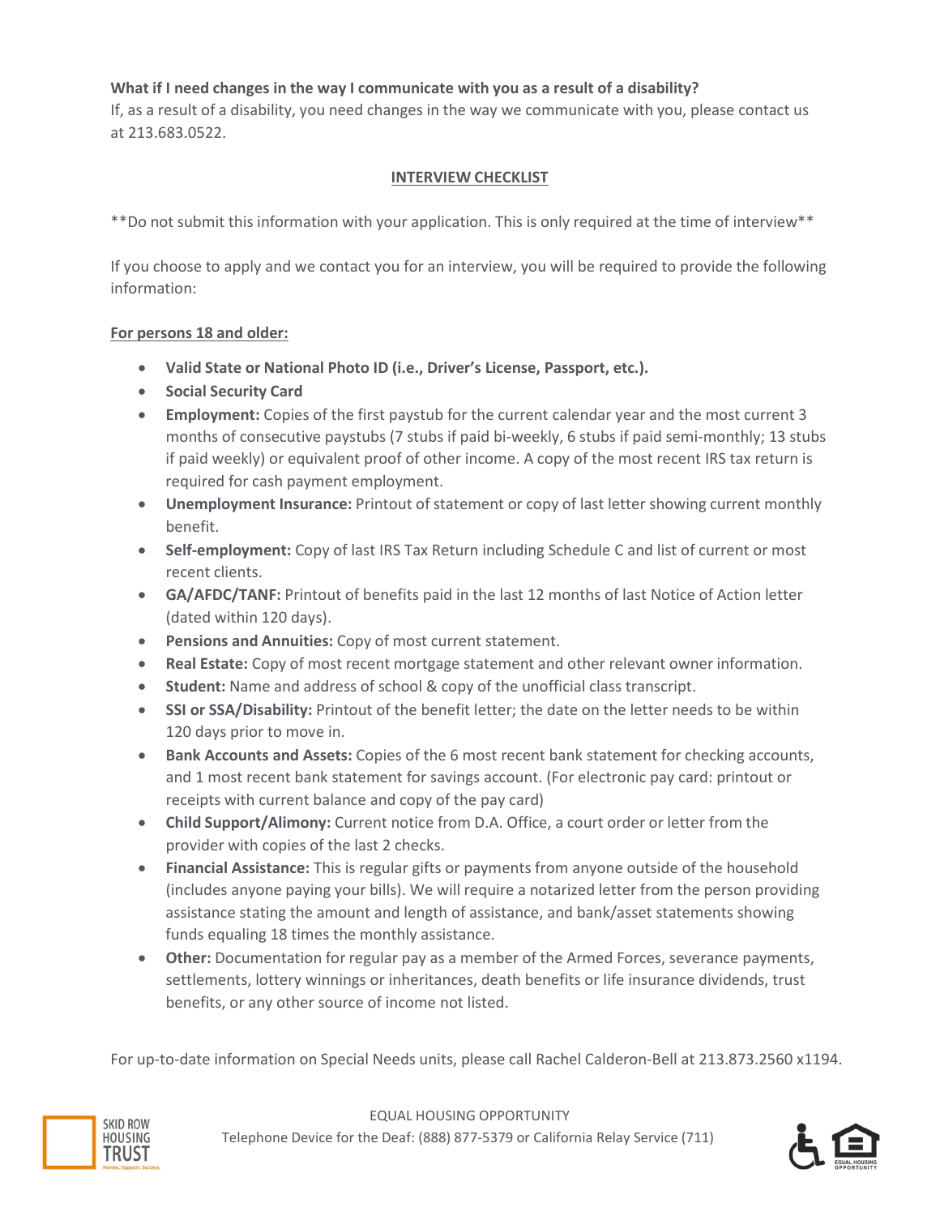**What if I need changes in the way I communicate with you as a result of a disability?**
If, as a result of a disability, you need changes in the way we communicate with you, please contact us at 213.683.0522.

## INTERVIEW CHECKLIST

**Do not submit this information with your application. This is only required at the time of interview**

If you choose to apply and we contact you for an interview, you will be required to provide the following information:

**For persons 18 and older:**

- **Valid State or National Photo ID (i.e., Driver's License, Passport, etc.).**
- **Social Security Card**
- **Employment:** Copies of the first paystub for the current calendar year and the most current 3 months of consecutive paystubs (7 stubs if paid bi-weekly, 6 stubs if paid semi-monthly; 13 stubs if paid weekly) or equivalent proof of other income. A copy of the most recent IRS tax return is required for cash payment employment.
- **Unemployment Insurance:** Printout of statement or copy of last letter showing current monthly benefit.
- **Self-employment:** Copy of last IRS Tax Return including Schedule C and list of current or most recent clients.
- **GA/AFDC/TANF:** Printout of benefits paid in the last 12 months of last Notice of Action letter (dated within 120 days).
- **Pensions and Annuities:** Copy of most current statement.
- **Real Estate:** Copy of most recent mortgage statement and other relevant owner information.
- **Student:** Name and address of school & copy of the unofficial class transcript.
- **SSI or SSA/Disability:** Printout of the benefit letter; the date on the letter needs to be within 120 days prior to move in.
- **Bank Accounts and Assets:** Copies of the 6 most recent bank statement for checking accounts, and 1 most recent bank statement for savings account. (For electronic pay card: printout or receipts with current balance and copy of the pay card)
- **Child Support/Alimony:** Current notice from D.A. Office, a court order or letter from the provider with copies of the last 2 checks.
- **Financial Assistance:** This is regular gifts or payments from anyone outside of the household (includes anyone paying your bills). We will require a notarized letter from the person providing assistance stating the amount and length of assistance, and bank/asset statements showing funds equaling 18 times the monthly assistance.
- **Other:** Documentation for regular pay as a member of the Armed Forces, severance payments, settlements, lottery winnings or inheritances, death benefits or life insurance dividends, trust benefits, or any other source of income not listed.

For up-to-date information on Special Needs units, please call Rachel Calderon-Bell at 213.873.2560 x1194.

SKID ROW HOUSING TRUST

Homes. Support. Success.

EQUAL HOUSING OPPORTUNITY

Telephone Device for the Deaf: (888) 877-5379 or California Relay Service (711)